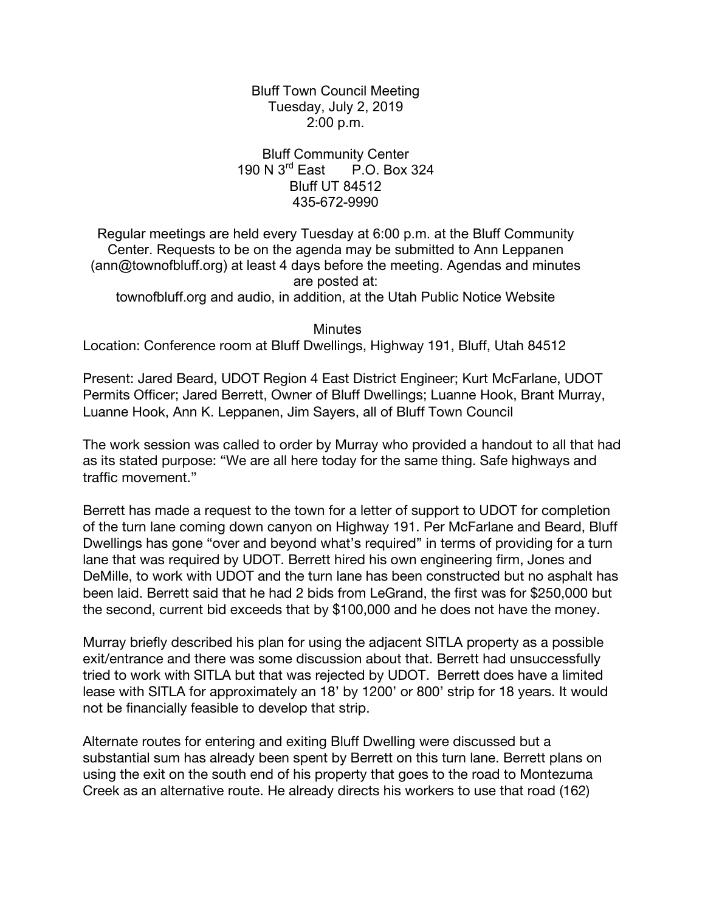Bluff Town Council Meeting
Tuesday, July 2, 2019
2:00 p.m.

Bluff Community Center
190 N 3rd East P.O. Box 324
Bluff UT 84512
435-672-9990

Regular meetings are held every Tuesday at 6:00 p.m. at the Bluff Community Center. Requests to be on the agenda may be submitted to Ann Leppanen (ann@townofbluff.org) at least 4 days before the meeting. Agendas and minutes are posted at:
townofbluff.org and audio, in addition, at the Utah Public Notice Website

Minutes

Location: Conference room at Bluff Dwellings, Highway 191, Bluff, Utah 84512

Present: Jared Beard, UDOT Region 4 East District Engineer; Kurt McFarlane, UDOT Permits Officer; Jared Berrett, Owner of Bluff Dwellings; Luanne Hook, Brant Murray, Luanne Hook, Ann K. Leppanen, Jim Sayers, all of Bluff Town Council

The work session was called to order by Murray who provided a handout to all that had as its stated purpose: "We are all here today for the same thing. Safe highways and traffic movement."

Berrett has made a request to the town for a letter of support to UDOT for completion of the turn lane coming down canyon on Highway 191. Per McFarlane and Beard, Bluff Dwellings has gone "over and beyond what's required" in terms of providing for a turn lane that was required by UDOT. Berrett hired his own engineering firm, Jones and DeMille, to work with UDOT and the turn lane has been constructed but no asphalt has been laid. Berrett said that he had 2 bids from LeGrand, the first was for $250,000 but the second, current bid exceeds that by $100,000 and he does not have the money.

Murray briefly described his plan for using the adjacent SITLA property as a possible exit/entrance and there was some discussion about that. Berrett had unsuccessfully tried to work with SITLA but that was rejected by UDOT. Berrett does have a limited lease with SITLA for approximately an 18' by 1200' or 800' strip for 18 years. It would not be financially feasible to develop that strip.

Alternate routes for entering and exiting Bluff Dwelling were discussed but a substantial sum has already been spent by Berrett on this turn lane. Berrett plans on using the exit on the south end of his property that goes to the road to Montezuma Creek as an alternative route. He already directs his workers to use that road (162)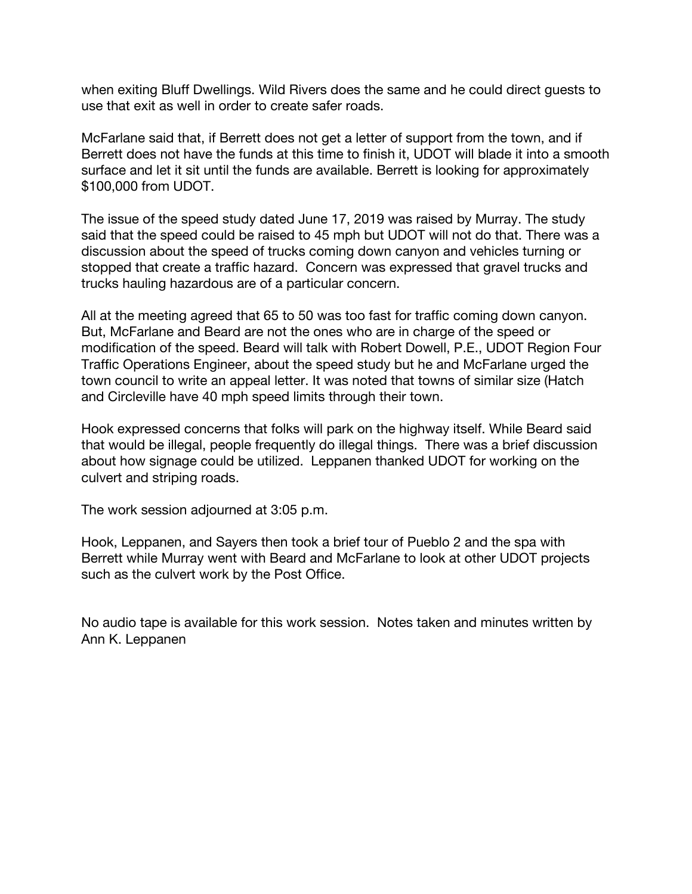when exiting Bluff Dwellings. Wild Rivers does the same and he could direct guests to use that exit as well in order to create safer roads.

McFarlane said that, if Berrett does not get a letter of support from the town, and if Berrett does not have the funds at this time to finish it, UDOT will blade it into a smooth surface and let it sit until the funds are available. Berrett is looking for approximately $100,000 from UDOT.

The issue of the speed study dated June 17, 2019 was raised by Murray. The study said that the speed could be raised to 45 mph but UDOT will not do that. There was a discussion about the speed of trucks coming down canyon and vehicles turning or stopped that create a traffic hazard. Concern was expressed that gravel trucks and trucks hauling hazardous are of a particular concern.

All at the meeting agreed that 65 to 50 was too fast for traffic coming down canyon. But, McFarlane and Beard are not the ones who are in charge of the speed or modification of the speed. Beard will talk with Robert Dowell, P.E., UDOT Region Four Traffic Operations Engineer, about the speed study but he and McFarlane urged the town council to write an appeal letter. It was noted that towns of similar size (Hatch and Circleville have 40 mph speed limits through their town.

Hook expressed concerns that folks will park on the highway itself. While Beard said that would be illegal, people frequently do illegal things. There was a brief discussion about how signage could be utilized. Leppanen thanked UDOT for working on the culvert and striping roads.

The work session adjourned at 3:05 p.m.

Hook, Leppanen, and Sayers then took a brief tour of Pueblo 2 and the spa with Berrett while Murray went with Beard and McFarlane to look at other UDOT projects such as the culvert work by the Post Office.

No audio tape is available for this work session. Notes taken and minutes written by Ann K. Leppanen